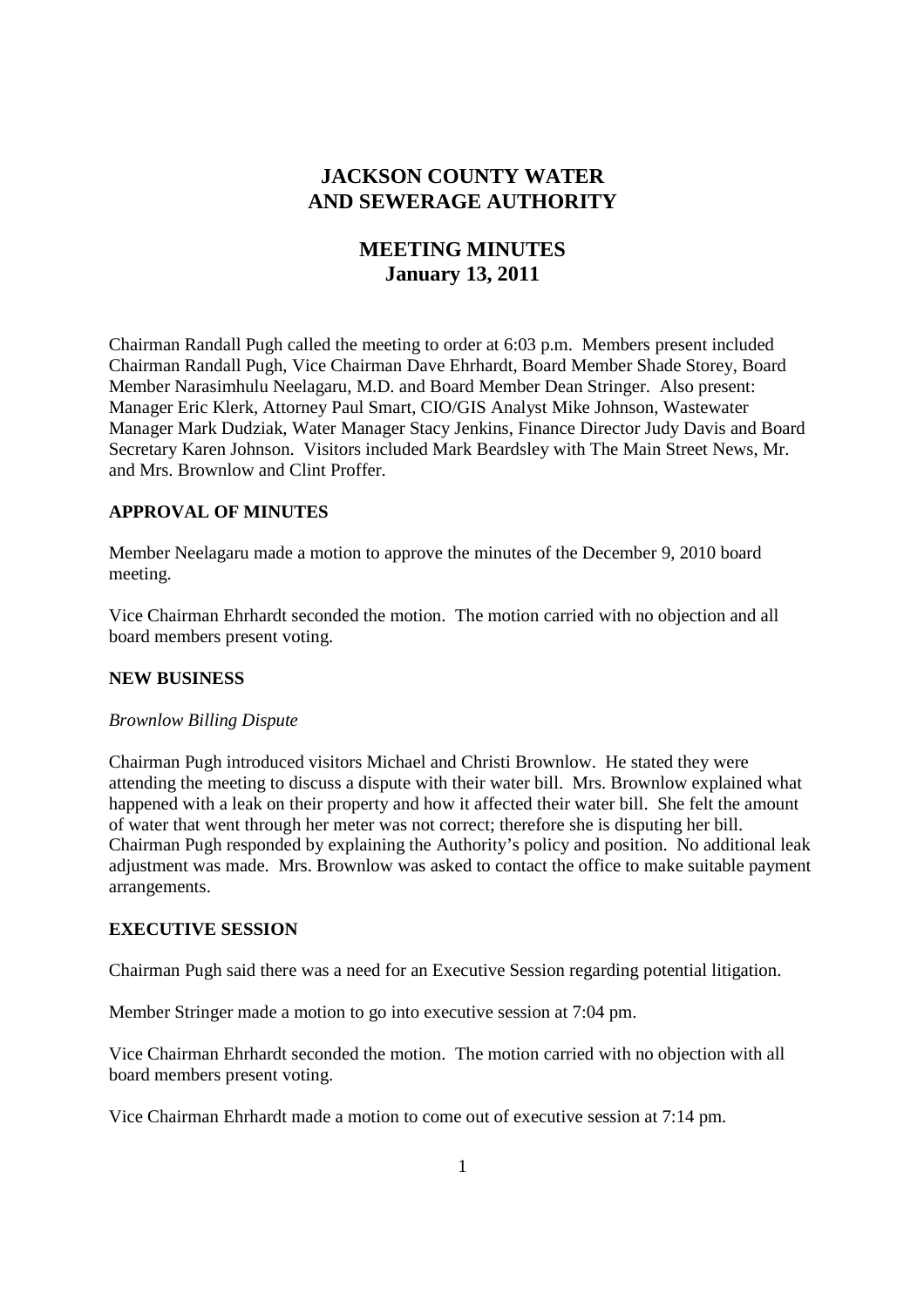# JACKSON COUNTY WATER AND SEWERAGE AUTHORITY

## MEETING MINUTES
### January 13, 2011

Chairman Randall Pugh called the meeting to order at 6:03 p.m. Members present included Chairman Randall Pugh, Vice Chairman Dave Ehrhardt, Board Member Shade Storey, Board Member Narasimhulu Neelagaru, M.D. and Board Member Dean Stringer. Also present: Manager Eric Klerk, Attorney Paul Smart, CIO/GIS Analyst Mike Johnson, Wastewater Manager Mark Dudziak, Water Manager Stacy Jenkins, Finance Director Judy Davis and Board Secretary Karen Johnson. Visitors included Mark Beardsley with The Main Street News, Mr. and Mrs. Brownlow and Clint Proffer.

**APPROVAL OF MINUTES**

Member Neelagaru made a motion to approve the minutes of the December 9, 2010 board meeting.

Vice Chairman Ehrhardt seconded the motion. The motion carried with no objection and all board members present voting.

**NEW BUSINESS**

*Brownlow Billing Dispute*

Chairman Pugh introduced visitors Michael and Christi Brownlow. He stated they were attending the meeting to discuss a dispute with their water bill. Mrs. Brownlow explained what happened with a leak on their property and how it affected their water bill. She felt the amount of water that went through her meter was not correct; therefore she is disputing her bill. Chairman Pugh responded by explaining the Authority's policy and position. No additional leak adjustment was made. Mrs. Brownlow was asked to contact the office to make suitable payment arrangements.

**EXECUTIVE SESSION**

Chairman Pugh said there was a need for an Executive Session regarding potential litigation.

Member Stringer made a motion to go into executive session at 7:04 pm.

Vice Chairman Ehrhardt seconded the motion. The motion carried with no objection with all board members present voting.

Vice Chairman Ehrhardt made a motion to come out of executive session at 7:14 pm.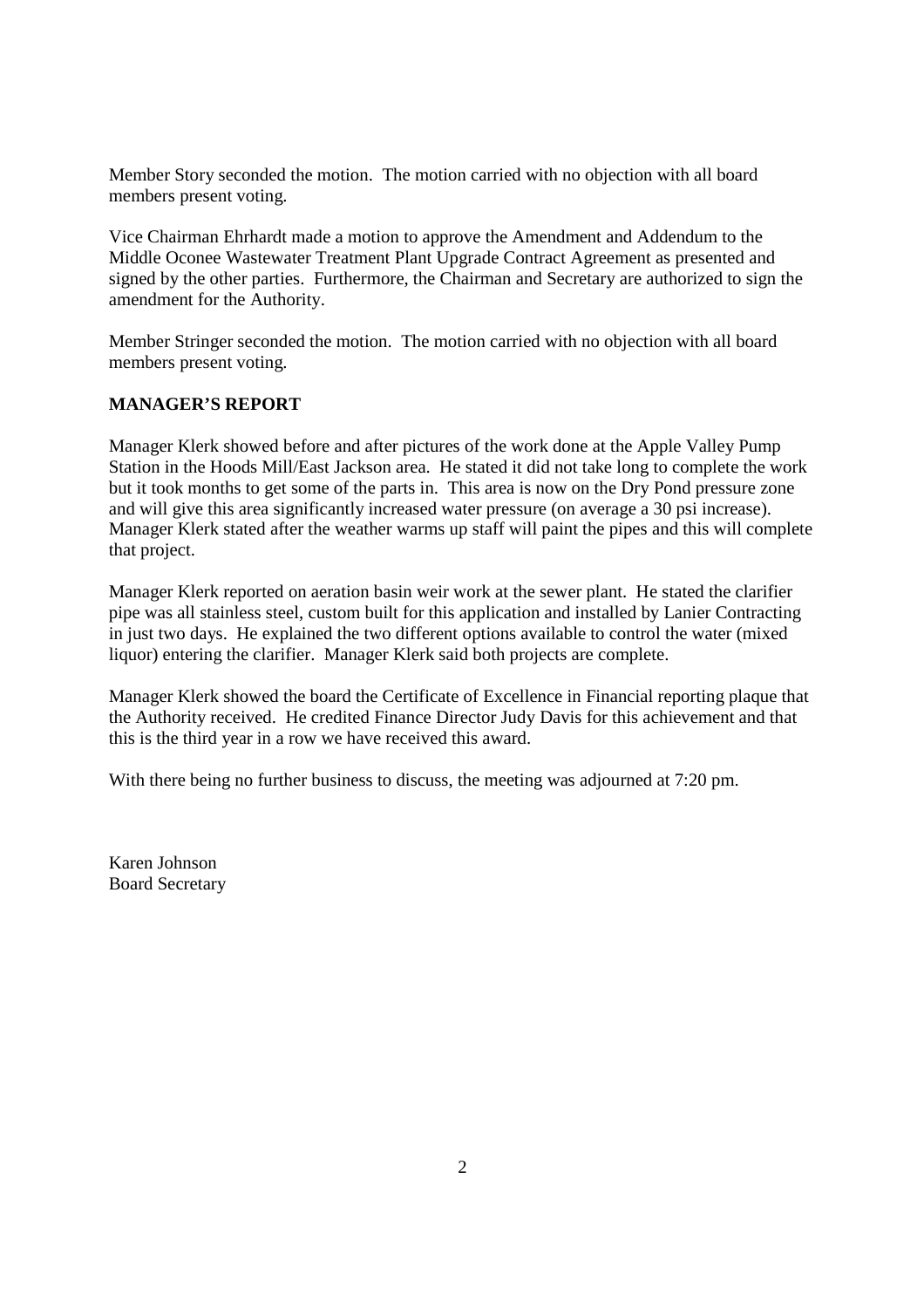Member Story seconded the motion. The motion carried with no objection with all board members present voting.

Vice Chairman Ehrhardt made a motion to approve the Amendment and Addendum to the Middle Oconee Wastewater Treatment Plant Upgrade Contract Agreement as presented and signed by the other parties. Furthermore, the Chairman and Secretary are authorized to sign the amendment for the Authority.

Member Stringer seconded the motion. The motion carried with no objection with all board members present voting.

**MANAGER'S REPORT**

Manager Klerk showed before and after pictures of the work done at the Apple Valley Pump Station in the Hoods Mill/East Jackson area. He stated it did not take long to complete the work but it took months to get some of the parts in. This area is now on the Dry Pond pressure zone and will give this area significantly increased water pressure (on average a 30 psi increase). Manager Klerk stated after the weather warms up staff will paint the pipes and this will complete that project.

Manager Klerk reported on aeration basin weir work at the sewer plant. He stated the clarifier pipe was all stainless steel, custom built for this application and installed by Lanier Contracting in just two days. He explained the two different options available to control the water (mixed liquor) entering the clarifier. Manager Klerk said both projects are complete.

Manager Klerk showed the board the Certificate of Excellence in Financial reporting plaque that the Authority received. He credited Finance Director Judy Davis for this achievement and that this is the third year in a row we have received this award.

With there being no further business to discuss, the meeting was adjourned at 7:20 pm.

Karen Johnson
Board Secretary